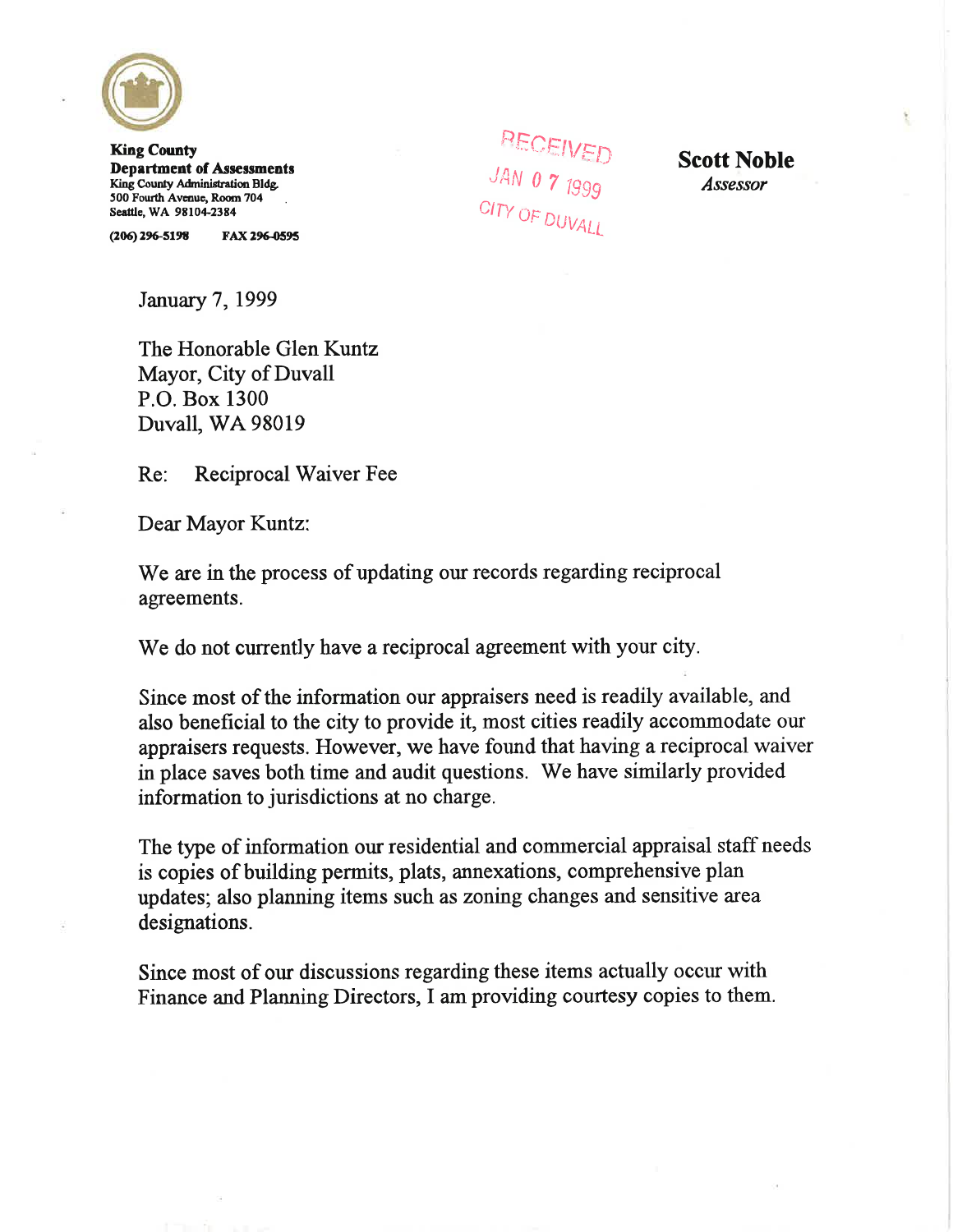**King County**
**Department of Assessments**
King County Administration Bldg.
500 Fourth Avenue, Room 704
Seattle, WA 98104-2384

(206) 296-5198 FAX 296-0595

RECEIVED
JAN 07 1999
CITY OF DUVALL

**Scott Noble**
*Assessor*

January 7, 1999

The Honorable Glen Kuntz
Mayor, City of Duvall
P.O. Box 1300
Duvall, WA 98019

Re: Reciprocal Waiver Fee

Dear Mayor Kuntz:

We are in the process of updating our records regarding reciprocal agreements.

We do not currently have a reciprocal agreement with your city.

Since most of the information our appraisers need is readily available, and also beneficial to the city to provide it, most cities readily accommodate our appraisers requests. However, we have found that having a reciprocal waiver in place saves both time and audit questions. We have similarly provided information to jurisdictions at no charge.

The type of information our residential and commercial appraisal staff needs is copies of building permits, plats, annexations, comprehensive plan updates; also planning items such as zoning changes and sensitive area designations.

Since most of our discussions regarding these items actually occur with Finance and Planning Directors, I am providing courtesy copies to them.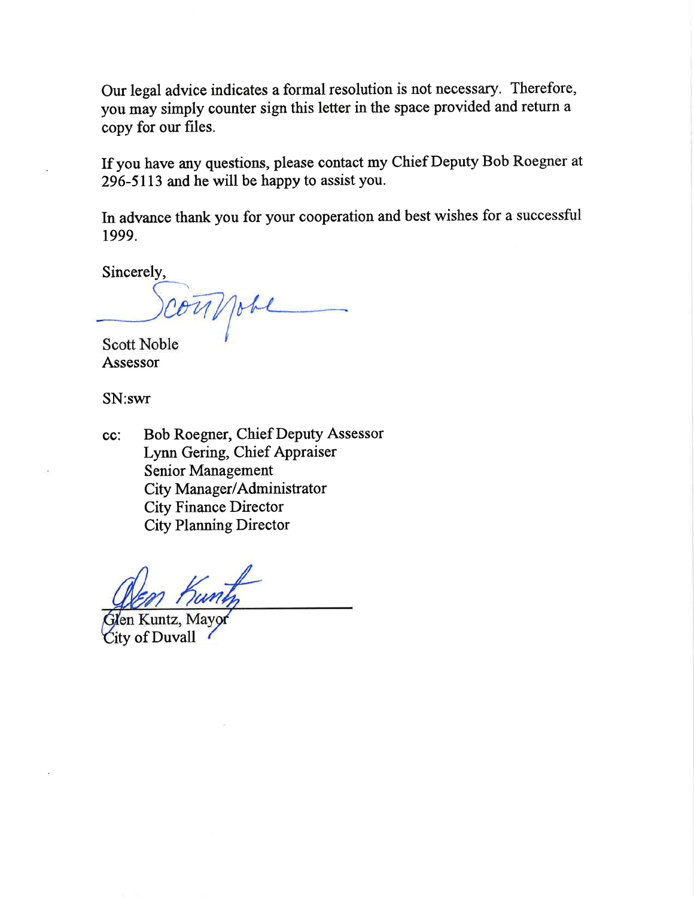Our legal advice indicates a formal resolution is not necessary. Therefore, you may simply counter sign this letter in the space provided and return a copy for our files.

If you have any questions, please contact my Chief Deputy Bob Roegner at 296-5113 and he will be happy to assist you.

In advance thank you for your cooperation and best wishes for a successful 1999.

Sincerely,

Scott Noble
Assessor

SN:swr

cc: Bob Roegner, Chief Deputy Assessor
Lynn Gering, Chief Appraiser
Senior Management
City Manager/Administrator
City Finance Director
City Planning Director

Glen Kuntz, Mayor
City of Duvall